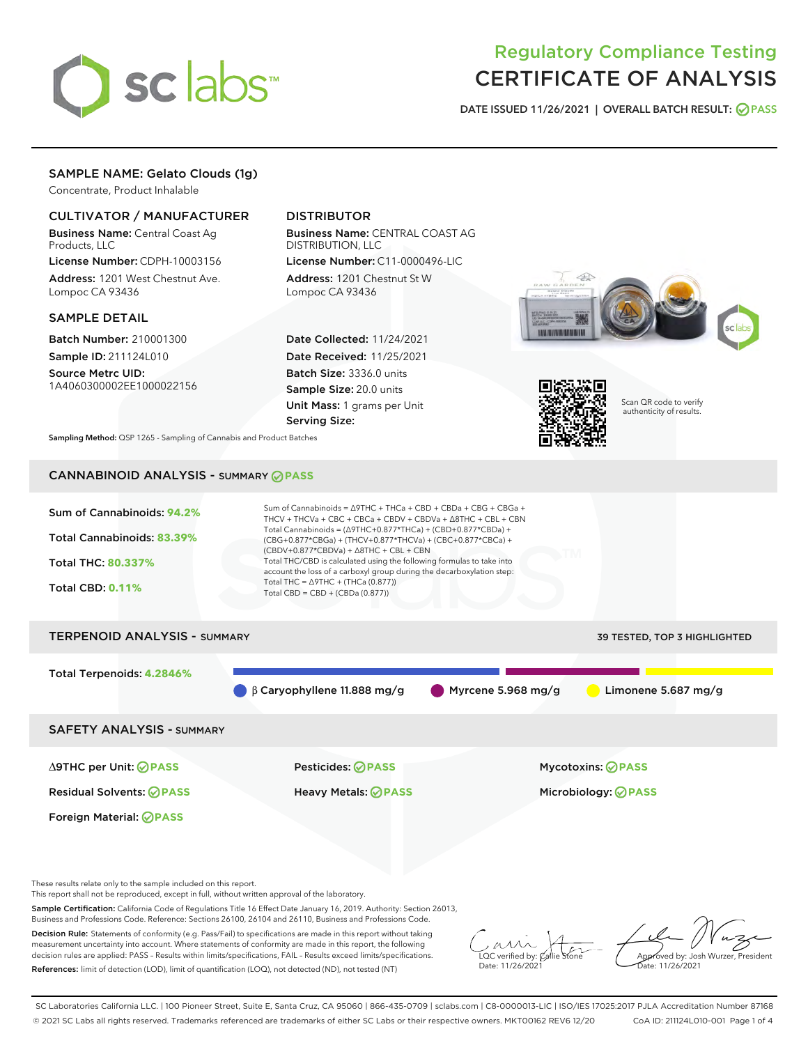# Regulatory Compliance Testing
# CERTIFICATE OF ANALYSIS

DATE ISSUED 11/26/2021 | OVERALL BATCH RESULT: PASS

## SAMPLE NAME: Gelato Clouds (1g)

Concentrate, Product Inhalable

### CULTIVATOR / MANUFACTURER

**Business Name:** Central Coast Ag Products, LLC

**License Number:** CDPH-10003156

**Address:** 1201 West Chestnut Ave. Lompoc CA 93436

### DISTRIBUTOR

**Business Name:** CENTRAL COAST AG DISTRIBUTION, LLC

**License Number:** C11-0000496-LIC

**Address:** 1201 Chestnut St W Lompoc CA 93436

### SAMPLE DETAIL

**Batch Number:** 210001300

**Sample ID:** 211124L010

**Source Metrc UID:** 1A4060300002EE1000022156

**Date Collected:** 11/24/2021

**Date Received:** 11/25/2021

**Batch Size:** 3336.0 units

**Sample Size:** 20.0 units

**Unit Mass:** 1 grams per Unit

**Serving Size:**

Scan QR code to verify authenticity of results.

**Sampling Method:** QSP 1265 - Sampling of Cannabis and Product Batches

## CANNABINOID ANALYSIS - SUMMARY PASS

**Sum of Cannabinoids:** 94.2%

**Total Cannabinoids:** 83.39%

**Total THC:** 80.337%

**Total CBD:** 0.11%

Sum of Cannabinoids = Δ9THC + THCa + CBD + CBDa + CBG + CBGa + THCV + THCVa + CBC + CBCa + CBDV + CBDVa + Δ8THC + CBL + CBN

Total Cannabinoids = (Δ9THC+0.877*THCa) + (CBD+0.877*CBDa) + (CBG+0.877*CBGa) + (THCV+0.877*THCVa) + (CBC+0.877*CBCa) + (CBDV+0.877*CBDVa) + Δ8THC + CBL + CBN

Total THC/CBD is calculated using the following formulas to take into account the loss of a carboxyl group during the decarboxylation step:

Total THC = Δ9THC + (THCa (0.877))

Total CBD = CBD + (CBDa (0.877))

## TERPENOID ANALYSIS - SUMMARY

39 TESTED, TOP 3 HIGHLIGHTED

**Total Terpenoids:** 4.2846%

β Caryophyllene 11.888 mg/g

Myrcene 5.968 mg/g

Limonene 5.687 mg/g

## SAFETY ANALYSIS - SUMMARY

| | | |
|---|---|---|
| Δ9THC per Unit: PASS | Pesticides: PASS | Mycotoxins: PASS |
| Residual Solvents: PASS | Heavy Metals: PASS | Microbiology: PASS |
| Foreign Material: PASS | | |

These results relate only to the sample included on this report.
This report shall not be reproduced, except in full, without written approval of the laboratory.

**Sample Certification:** California Code of Regulations Title 16 Effect Date January 16, 2019. Authority: Section 26013, Business and Professions Code. Reference: Sections 26100, 26104 and 26110, Business and Professions Code.

**Decision Rule:** Statements of conformity (e.g. Pass/Fail) to specifications are made in this report without taking measurement uncertainty into account. Where statements of conformity are made in this report, the following decision rules are applied: PASS – Results within limits/specifications, FAIL – Results exceed limits/specifications.

**References:** limit of detection (LOD), limit of quantification (LOQ), not detected (ND), not tested (NT)

LQC verified by: Callie Stone
Date: 11/26/2021

Approved by: Josh Wurzer, President
Date: 11/26/2021

SC Laboratories California LLC. | 100 Pioneer Street, Suite E, Santa Cruz, CA 95060 | 866-435-0709 | sclabs.com | C8-0000013-LIC | ISO/IES 17025:2017 PJLA Accreditation Number 87168
© 2021 SC Labs all rights reserved. Trademarks referenced are trademarks of either SC Labs or their respective owners. MKT00162 REV6 12/20 CoA ID: 211124L010-001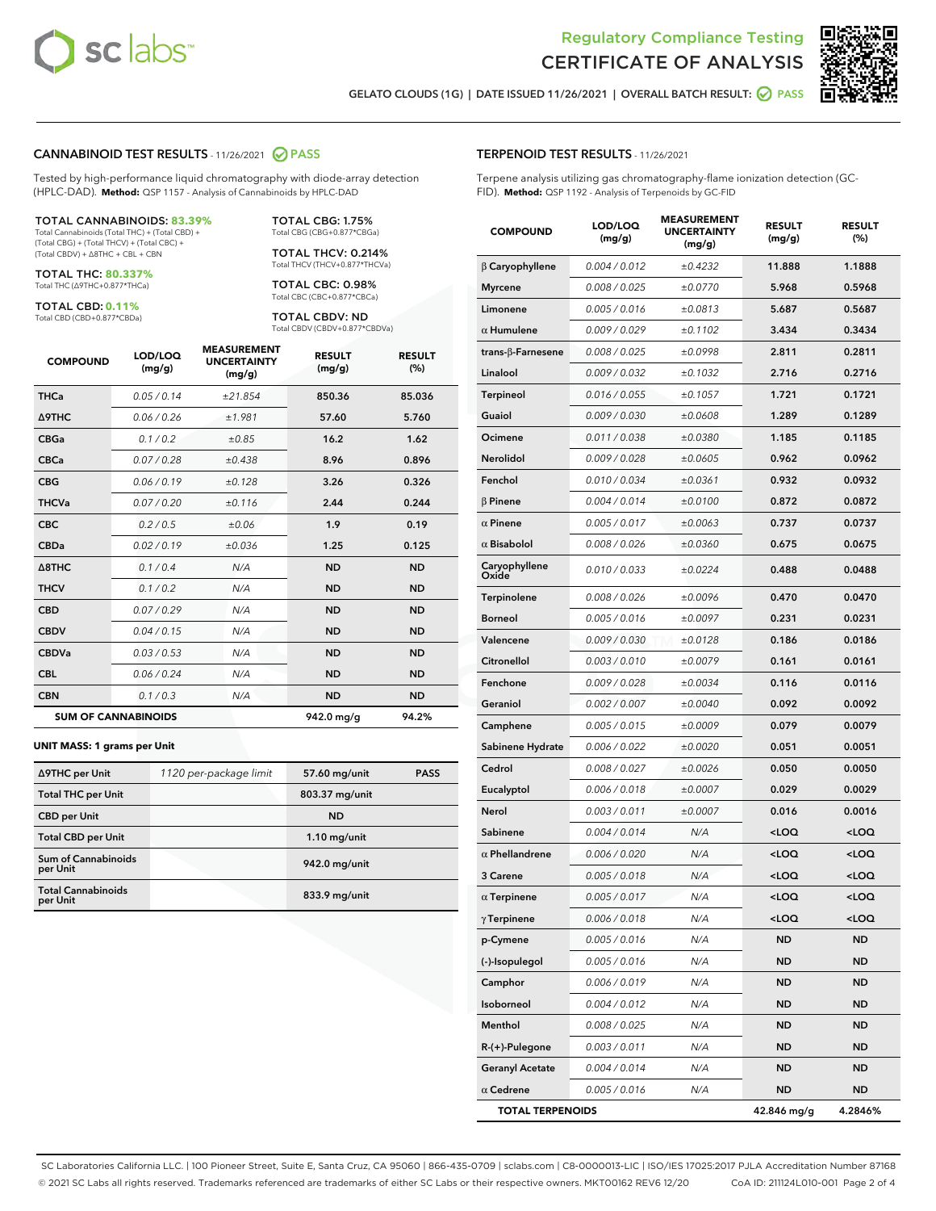Regulatory Compliance Testing
CERTIFICATE OF ANALYSIS

GELATO CLOUDS (1G) | DATE ISSUED 11/26/2021 | OVERALL BATCH RESULT: PASS

## CANNABINOID TEST RESULTS - 11/26/2021 PASS

Tested by high-performance liquid chromatography with diode-array detection (HPLC-DAD). **Method:** QSP 1157 - Analysis of Cannabinoids by HPLC-DAD

**TOTAL CANNABINOIDS: 83.39%**
Total Cannabinoids (Total THC) + (Total CBD) + (Total CBG) + (Total THCV) + (Total CBC) + (Total CBDV) + Δ8THC + CBL + CBN

**TOTAL THC: 80.337%**
Total THC (Δ9THC+0.877*THCa)

**TOTAL CBD: 0.11%**
Total CBD (CBD+0.877*CBDa)

**TOTAL CBG: 1.75%**
Total CBG (CBG+0.877*CBGa)

**TOTAL THCV: 0.214%**
Total THCV (THCV+0.877*THCVa)

**TOTAL CBC: 0.98%**
Total CBC (CBC+0.877*CBCa)

**TOTAL CBDV: ND**
Total CBDV (CBDV+0.877*CBDVa)

| COMPOUND | LOD/LOQ (mg/g) | MEASUREMENT UNCERTAINTY (mg/g) | RESULT (mg/g) | RESULT (%) |
|---|---|---|---|---|
| THCa | 0.05 / 0.14 | ±21.854 | 850.36 | 85.036 |
| Δ9THC | 0.06 / 0.26 | ±1.981 | 57.60 | 5.760 |
| CBGa | 0.1 / 0.2 | ±0.85 | 16.2 | 1.62 |
| CBCa | 0.07 / 0.28 | ±0.438 | 8.96 | 0.896 |
| CBG | 0.06 / 0.19 | ±0.128 | 3.26 | 0.326 |
| THCVa | 0.07 / 0.20 | ±0.116 | 2.44 | 0.244 |
| CBC | 0.2 / 0.5 | ±0.06 | 1.9 | 0.19 |
| CBDa | 0.02 / 0.19 | ±0.036 | 1.25 | 0.125 |
| Δ8THC | 0.1 / 0.4 | N/A | ND | ND |
| THCV | 0.1 / 0.2 | N/A | ND | ND |
| CBD | 0.07 / 0.29 | N/A | ND | ND |
| CBDV | 0.04 / 0.15 | N/A | ND | ND |
| CBDVa | 0.03 / 0.53 | N/A | ND | ND |
| CBL | 0.06 / 0.24 | N/A | ND | ND |
| CBN | 0.1 / 0.3 | N/A | ND | ND |
| **SUM OF CANNABINOIDS** | | | 942.0 mg/g | 94.2% |

**UNIT MASS: 1 grams per Unit**

| | | | |
|---|---|---|---|
| Δ9THC per Unit | 1120 per-package limit | 57.60 mg/unit | PASS |
| Total THC per Unit | | 803.37 mg/unit | |
| CBD per Unit | | ND | |
| Total CBD per Unit | | 1.10 mg/unit | |
| Sum of Cannabinoids per Unit | | 942.0 mg/unit | |
| Total Cannabinoids per Unit | | 833.9 mg/unit | |

## TERPENOID TEST RESULTS - 11/26/2021

Terpene analysis utilizing gas chromatography-flame ionization detection (GC-FID). **Method:** QSP 1192 - Analysis of Terpenoids by GC-FID

| COMPOUND | LOD/LOQ (mg/g) | MEASUREMENT UNCERTAINTY (mg/g) | RESULT (mg/g) | RESULT (%) |
|---|---|---|---|---|
| β Caryophyllene | 0.004 / 0.012 | ±0.4232 | 11.888 | 1.1888 |
| Myrcene | 0.008 / 0.025 | ±0.0770 | 5.968 | 0.5968 |
| Limonene | 0.005 / 0.016 | ±0.0813 | 5.687 | 0.5687 |
| α Humulene | 0.009 / 0.029 | ±0.1102 | 3.434 | 0.3434 |
| trans-β-Farnesene | 0.008 / 0.025 | ±0.0998 | 2.811 | 0.2811 |
| Linalool | 0.009 / 0.032 | ±0.1032 | 2.716 | 0.2716 |
| Terpineol | 0.016 / 0.055 | ±0.1057 | 1.721 | 0.1721 |
| Guaiol | 0.009 / 0.030 | ±0.0608 | 1.289 | 0.1289 |
| Ocimene | 0.011 / 0.038 | ±0.0380 | 1.185 | 0.1185 |
| Nerolidol | 0.009 / 0.028 | ±0.0605 | 0.962 | 0.0962 |
| Fenchol | 0.010 / 0.034 | ±0.0361 | 0.932 | 0.0932 |
| β Pinene | 0.004 / 0.014 | ±0.0100 | 0.872 | 0.0872 |
| α Pinene | 0.005 / 0.017 | ±0.0063 | 0.737 | 0.0737 |
| α Bisabolol | 0.008 / 0.026 | ±0.0360 | 0.675 | 0.0675 |
| Caryophyllene Oxide | 0.010 / 0.033 | ±0.0224 | 0.488 | 0.0488 |
| Terpinolene | 0.008 / 0.026 | ±0.0096 | 0.470 | 0.0470 |
| Borneol | 0.005 / 0.016 | ±0.0097 | 0.231 | 0.0231 |
| Valencene | 0.009 / 0.030 | ±0.0128 | 0.186 | 0.0186 |
| Citronellol | 0.003 / 0.010 | ±0.0079 | 0.161 | 0.0161 |
| Fenchone | 0.009 / 0.028 | ±0.0034 | 0.116 | 0.0116 |
| Geraniol | 0.002 / 0.007 | ±0.0040 | 0.092 | 0.0092 |
| Camphene | 0.005 / 0.015 | ±0.0009 | 0.079 | 0.0079 |
| Sabinene Hydrate | 0.006 / 0.022 | ±0.0020 | 0.051 | 0.0051 |
| Cedrol | 0.008 / 0.027 | ±0.0026 | 0.050 | 0.0050 |
| Eucalyptol | 0.006 / 0.018 | ±0.0007 | 0.029 | 0.0029 |
| Nerol | 0.003 / 0.011 | ±0.0007 | 0.016 | 0.0016 |
| Sabinene | 0.004 / 0.014 | N/A | <LOQ | <LOQ |
| α Phellandrene | 0.006 / 0.020 | N/A | <LOQ | <LOQ |
| 3 Carene | 0.005 / 0.018 | N/A | <LOQ | <LOQ |
| α Terpinene | 0.005 / 0.017 | N/A | <LOQ | <LOQ |
| γ Terpinene | 0.006 / 0.018 | N/A | <LOQ | <LOQ |
| p-Cymene | 0.005 / 0.016 | N/A | ND | ND |
| (-)-Isopulegol | 0.005 / 0.016 | N/A | ND | ND |
| Camphor | 0.006 / 0.019 | N/A | ND | ND |
| Isoborneol | 0.004 / 0.012 | N/A | ND | ND |
| Menthol | 0.008 / 0.025 | N/A | ND | ND |
| R-(+)-Pulegone | 0.003 / 0.011 | N/A | ND | ND |
| Geranyl Acetate | 0.004 / 0.014 | N/A | ND | ND |
| α Cedrene | 0.005 / 0.016 | N/A | ND | ND |
| **TOTAL TERPENOIDS** | | | 42.846 mg/g | 4.2846% |

SC Laboratories California LLC. | 100 Pioneer Street, Suite E, Santa Cruz, CA 95060 | 866-435-0709 | sclabs.com | C8-0000013-LIC | ISO/IES 17025:2017 PJLA Accreditation Number 87168
© 2021 SC Labs all rights reserved. Trademarks referenced are trademarks of either SC Labs or their respective owners. MKT00162 REV6 12/20 CoA ID: 211124L010-001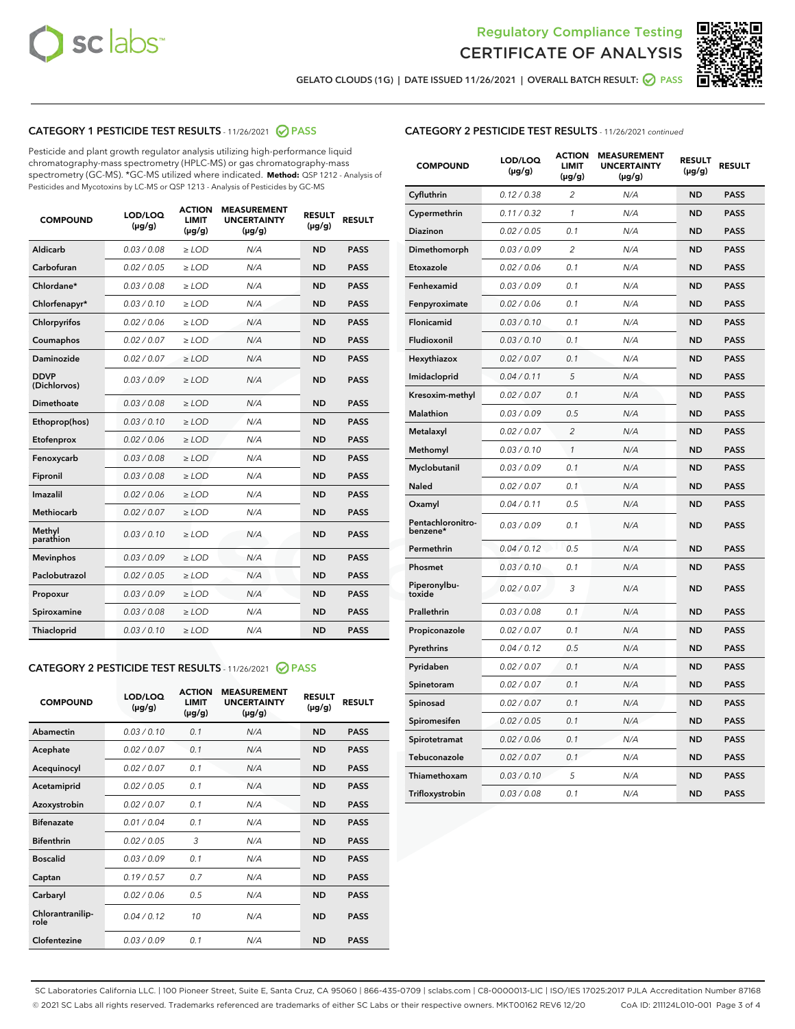Regulatory Compliance Testing
CERTIFICATE OF ANALYSIS

GELATO CLOUDS (1G) | DATE ISSUED 11/26/2021 | OVERALL BATCH RESULT: PASS

## CATEGORY 1 PESTICIDE TEST RESULTS - 11/26/2021 PASS

Pesticide and plant growth regulator analysis utilizing high-performance liquid chromatography-mass spectrometry (HPLC-MS) or gas chromatography-mass spectrometry (GC-MS). *GC-MS utilized where indicated. **Method:** QSP 1212 - Analysis of Pesticides and Mycotoxins by LC-MS or QSP 1213 - Analysis of Pesticides by GC-MS

| COMPOUND | LOD/LOQ (μg/g) | ACTION LIMIT (μg/g) | MEASUREMENT UNCERTAINTY (μg/g) | RESULT (μg/g) | RESULT |
|---|---|---|---|---|---|
| Aldicarb | 0.03 / 0.08 | ≥ LOD | N/A | ND | PASS |
| Carbofuran | 0.02 / 0.05 | ≥ LOD | N/A | ND | PASS |
| Chlordane* | 0.03 / 0.08 | ≥ LOD | N/A | ND | PASS |
| Chlorfenapyr* | 0.03 / 0.10 | ≥ LOD | N/A | ND | PASS |
| Chlorpyrifos | 0.02 / 0.06 | ≥ LOD | N/A | ND | PASS |
| Coumaphos | 0.02 / 0.07 | ≥ LOD | N/A | ND | PASS |
| Daminozide | 0.02 / 0.07 | ≥ LOD | N/A | ND | PASS |
| DDVP (Dichlorvos) | 0.03 / 0.09 | ≥ LOD | N/A | ND | PASS |
| Dimethoate | 0.03 / 0.08 | ≥ LOD | N/A | ND | PASS |
| Ethoprop(hos) | 0.03 / 0.10 | ≥ LOD | N/A | ND | PASS |
| Etofenprox | 0.02 / 0.06 | ≥ LOD | N/A | ND | PASS |
| Fenoxycarb | 0.03 / 0.08 | ≥ LOD | N/A | ND | PASS |
| Fipronil | 0.03 / 0.08 | ≥ LOD | N/A | ND | PASS |
| Imazalil | 0.02 / 0.06 | ≥ LOD | N/A | ND | PASS |
| Methiocarb | 0.02 / 0.07 | ≥ LOD | N/A | ND | PASS |
| Methyl parathion | 0.03 / 0.10 | ≥ LOD | N/A | ND | PASS |
| Mevinphos | 0.03 / 0.09 | ≥ LOD | N/A | ND | PASS |
| Paclobutrazol | 0.02 / 0.05 | ≥ LOD | N/A | ND | PASS |
| Propoxur | 0.03 / 0.09 | ≥ LOD | N/A | ND | PASS |
| Spiroxamine | 0.03 / 0.08 | ≥ LOD | N/A | ND | PASS |
| Thiacloprid | 0.03 / 0.10 | ≥ LOD | N/A | ND | PASS |

## CATEGORY 2 PESTICIDE TEST RESULTS - 11/26/2021 PASS

| COMPOUND | LOD/LOQ (μg/g) | ACTION LIMIT (μg/g) | MEASUREMENT UNCERTAINTY (μg/g) | RESULT (μg/g) | RESULT |
|---|---|---|---|---|---|
| Abamectin | 0.03 / 0.10 | 0.1 | N/A | ND | PASS |
| Acephate | 0.02 / 0.07 | 0.1 | N/A | ND | PASS |
| Acequinocyl | 0.02 / 0.07 | 0.1 | N/A | ND | PASS |
| Acetamiprid | 0.02 / 0.05 | 0.1 | N/A | ND | PASS |
| Azoxystrobin | 0.02 / 0.07 | 0.1 | N/A | ND | PASS |
| Bifenazate | 0.01 / 0.04 | 0.1 | N/A | ND | PASS |
| Bifenthrin | 0.02 / 0.05 | 3 | N/A | ND | PASS |
| Boscalid | 0.03 / 0.09 | 0.1 | N/A | ND | PASS |
| Captan | 0.19 / 0.57 | 0.7 | N/A | ND | PASS |
| Carbaryl | 0.02 / 0.06 | 0.5 | N/A | ND | PASS |
| Chlorantraniliprole | 0.04 / 0.12 | 10 | N/A | ND | PASS |
| Clofentezine | 0.03 / 0.09 | 0.1 | N/A | ND | PASS |
| Cyfluthrin | 0.12 / 0.38 | 2 | N/A | ND | PASS |
| Cypermethrin | 0.11 / 0.32 | 1 | N/A | ND | PASS |
| Diazinon | 0.02 / 0.05 | 0.1 | N/A | ND | PASS |
| Dimethomorph | 0.03 / 0.09 | 2 | N/A | ND | PASS |
| Etoxazole | 0.02 / 0.06 | 0.1 | N/A | ND | PASS |
| Fenhexamid | 0.03 / 0.09 | 0.1 | N/A | ND | PASS |
| Fenpyroximate | 0.02 / 0.06 | 0.1 | N/A | ND | PASS |
| Flonicamid | 0.03 / 0.10 | 0.1 | N/A | ND | PASS |
| Fludioxonil | 0.03 / 0.10 | 0.1 | N/A | ND | PASS |
| Hexythiazox | 0.02 / 0.07 | 0.1 | N/A | ND | PASS |
| Imidacloprid | 0.04 / 0.11 | 5 | N/A | ND | PASS |
| Kresoxim-methyl | 0.02 / 0.07 | 0.1 | N/A | ND | PASS |
| Malathion | 0.03 / 0.09 | 0.5 | N/A | ND | PASS |
| Metalaxyl | 0.02 / 0.07 | 2 | N/A | ND | PASS |
| Methomyl | 0.03 / 0.10 | 1 | N/A | ND | PASS |
| Myclobutanil | 0.03 / 0.09 | 0.1 | N/A | ND | PASS |
| Naled | 0.02 / 0.07 | 0.1 | N/A | ND | PASS |
| Oxamyl | 0.04 / 0.11 | 0.5 | N/A | ND | PASS |
| Pentachloronitrobenzene* | 0.03 / 0.09 | 0.1 | N/A | ND | PASS |
| Permethrin | 0.04 / 0.12 | 0.5 | N/A | ND | PASS |
| Phosmet | 0.03 / 0.10 | 0.1 | N/A | ND | PASS |
| Piperonylbutoxide | 0.02 / 0.07 | 3 | N/A | ND | PASS |
| Prallethrin | 0.03 / 0.08 | 0.1 | N/A | ND | PASS |
| Propiconazole | 0.02 / 0.07 | 0.1 | N/A | ND | PASS |
| Pyrethrins | 0.04 / 0.12 | 0.5 | N/A | ND | PASS |
| Pyridaben | 0.02 / 0.07 | 0.1 | N/A | ND | PASS |
| Spinetoram | 0.02 / 0.07 | 0.1 | N/A | ND | PASS |
| Spinosad | 0.02 / 0.07 | 0.1 | N/A | ND | PASS |
| Spiromesifen | 0.02 / 0.05 | 0.1 | N/A | ND | PASS |
| Spirotetramat | 0.02 / 0.06 | 0.1 | N/A | ND | PASS |
| Tebuconazole | 0.02 / 0.07 | 0.1 | N/A | ND | PASS |
| Thiamethoxam | 0.03 / 0.10 | 5 | N/A | ND | PASS |
| Trifloxystrobin | 0.03 / 0.08 | 0.1 | N/A | ND | PASS |

SC Laboratories California LLC. | 100 Pioneer Street, Suite E, Santa Cruz, CA 95060 | 866-435-0709 | sclabs.com | C8-0000013-LIC | ISO/IES 17025:2017 PJLA Accreditation Number 87168
© 2021 SC Labs all rights reserved. Trademarks referenced are trademarks of either SC Labs or their respective owners. MKT00162 REV6 12/20 CoA ID: 211124L010-001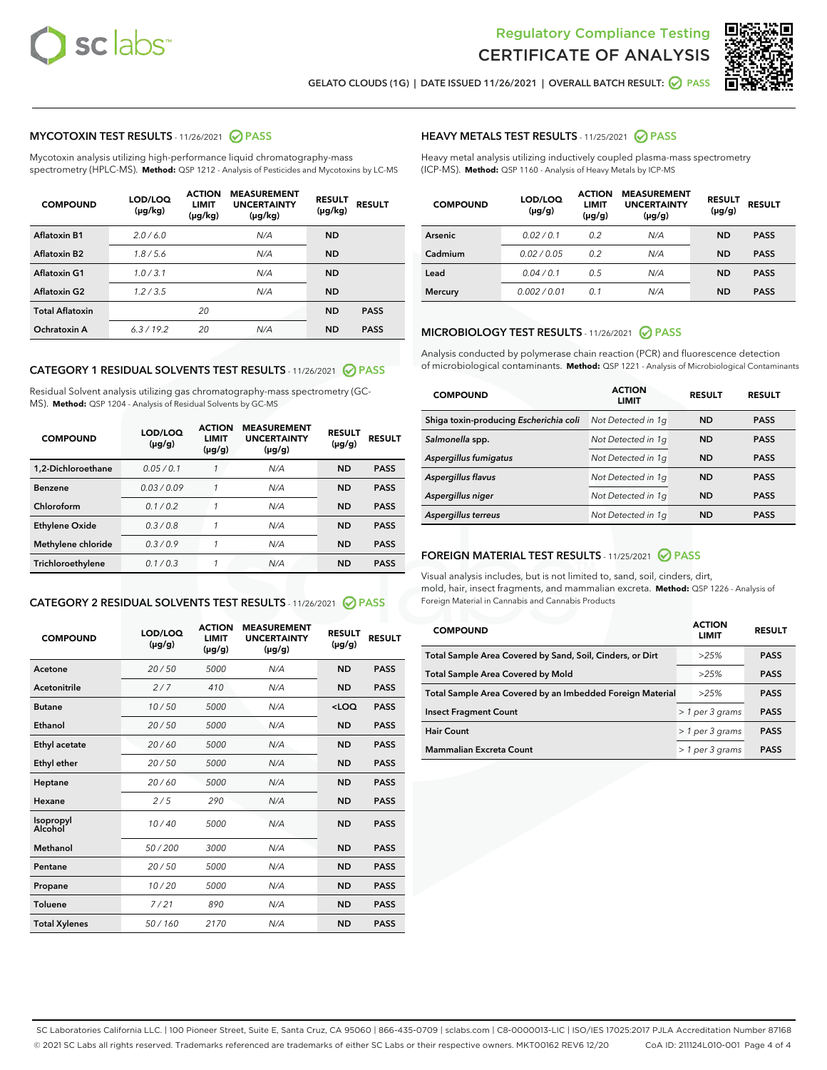Regulatory Compliance Testing

# CERTIFICATE OF ANALYSIS

GELATO CLOUDS (1G) | DATE ISSUED 11/26/2021 | OVERALL BATCH RESULT: PASS

## MYCOTOXIN TEST RESULTS - 11/26/2021 PASS

Mycotoxin analysis utilizing high-performance liquid chromatography-mass spectrometry (HPLC-MS). **Method:** QSP 1212 - Analysis of Pesticides and Mycotoxins by LC-MS

| COMPOUND | LOD/LOQ (µg/kg) | ACTION LIMIT (µg/kg) | MEASUREMENT UNCERTAINTY (µg/kg) | RESULT (µg/kg) | RESULT |
|---|---|---|---|---|---|
| Aflatoxin B1 | 2.0 / 6.0 | | N/A | ND | |
| Aflatoxin B2 | 1.8 / 5.6 | | N/A | ND | |
| Aflatoxin G1 | 1.0 / 3.1 | | N/A | ND | |
| Aflatoxin G2 | 1.2 / 3.5 | | N/A | ND | |
| Total Aflatoxin | | 20 | | ND | PASS |
| Ochratoxin A | 6.3 / 19.2 | 20 | N/A | ND | PASS |

## CATEGORY 1 RESIDUAL SOLVENTS TEST RESULTS - 11/26/2021 PASS

Residual Solvent analysis utilizing gas chromatography-mass spectrometry (GC-MS). **Method:** QSP 1204 - Analysis of Residual Solvents by GC-MS

| COMPOUND | LOD/LOQ (µg/g) | ACTION LIMIT (µg/g) | MEASUREMENT UNCERTAINTY (µg/g) | RESULT (µg/g) | RESULT |
|---|---|---|---|---|---|
| 1,2-Dichloroethane | 0.05 / 0.1 | 1 | N/A | ND | PASS |
| Benzene | 0.03 / 0.09 | 1 | N/A | ND | PASS |
| Chloroform | 0.1 / 0.2 | 1 | N/A | ND | PASS |
| Ethylene Oxide | 0.3 / 0.8 | 1 | N/A | ND | PASS |
| Methylene chloride | 0.3 / 0.9 | 1 | N/A | ND | PASS |
| Trichloroethylene | 0.1 / 0.3 | 1 | N/A | ND | PASS |

## CATEGORY 2 RESIDUAL SOLVENTS TEST RESULTS - 11/26/2021 PASS

| COMPOUND | LOD/LOQ (µg/g) | ACTION LIMIT (µg/g) | MEASUREMENT UNCERTAINTY (µg/g) | RESULT (µg/g) | RESULT |
|---|---|---|---|---|---|
| Acetone | 20 / 50 | 5000 | N/A | ND | PASS |
| Acetonitrile | 2 / 7 | 410 | N/A | ND | PASS |
| Butane | 10 / 50 | 5000 | N/A | <LOQ | PASS |
| Ethanol | 20 / 50 | 5000 | N/A | ND | PASS |
| Ethyl acetate | 20 / 60 | 5000 | N/A | ND | PASS |
| Ethyl ether | 20 / 50 | 5000 | N/A | ND | PASS |
| Heptane | 20 / 60 | 5000 | N/A | ND | PASS |
| Hexane | 2 / 5 | 290 | N/A | ND | PASS |
| Isopropyl Alcohol | 10 / 40 | 5000 | N/A | ND | PASS |
| Methanol | 50 / 200 | 3000 | N/A | ND | PASS |
| Pentane | 20 / 50 | 5000 | N/A | ND | PASS |
| Propane | 10 / 20 | 5000 | N/A | ND | PASS |
| Toluene | 7 / 21 | 890 | N/A | ND | PASS |
| Total Xylenes | 50 / 160 | 2170 | N/A | ND | PASS |

## HEAVY METALS TEST RESULTS - 11/25/2021 PASS

Heavy metal analysis utilizing inductively coupled plasma-mass spectrometry (ICP-MS). **Method:** QSP 1160 - Analysis of Heavy Metals by ICP-MS

| COMPOUND | LOD/LOQ (µg/g) | ACTION LIMIT (µg/g) | MEASUREMENT UNCERTAINTY (µg/g) | RESULT (µg/g) | RESULT |
|---|---|---|---|---|---|
| Arsenic | 0.02 / 0.1 | 0.2 | N/A | ND | PASS |
| Cadmium | 0.02 / 0.05 | 0.2 | N/A | ND | PASS |
| Lead | 0.04 / 0.1 | 0.5 | N/A | ND | PASS |
| Mercury | 0.002 / 0.01 | 0.1 | N/A | ND | PASS |

## MICROBIOLOGY TEST RESULTS - 11/26/2021 PASS

Analysis conducted by polymerase chain reaction (PCR) and fluorescence detection of microbiological contaminants. **Method:** QSP 1221 - Analysis of Microbiological Contaminants

| COMPOUND | ACTION LIMIT | RESULT | RESULT |
|---|---|---|---|
| Shiga toxin-producing *Escherichia coli* | Not Detected in 1g | ND | PASS |
| *Salmonella* spp. | Not Detected in 1g | ND | PASS |
| *Aspergillus fumigatus* | Not Detected in 1g | ND | PASS |
| *Aspergillus flavus* | Not Detected in 1g | ND | PASS |
| *Aspergillus niger* | Not Detected in 1g | ND | PASS |
| *Aspergillus terreus* | Not Detected in 1g | ND | PASS |

## FOREIGN MATERIAL TEST RESULTS - 11/25/2021 PASS

Visual analysis includes, but is not limited to, sand, soil, cinders, dirt, mold, hair, insect fragments, and mammalian excreta. **Method:** QSP 1226 - Analysis of Foreign Material in Cannabis and Cannabis Products

| COMPOUND | ACTION LIMIT | RESULT |
|---|---|---|
| Total Sample Area Covered by Sand, Soil, Cinders, or Dirt | >25% | PASS |
| Total Sample Area Covered by Mold | >25% | PASS |
| Total Sample Area Covered by an Imbedded Foreign Material | >25% | PASS |
| Insect Fragment Count | > 1 per 3 grams | PASS |
| Hair Count | > 1 per 3 grams | PASS |
| Mammalian Excreta Count | > 1 per 3 grams | PASS |

SC Laboratories California LLC. | 100 Pioneer Street, Suite E, Santa Cruz, CA 95060 | 866-435-0709 | sclabs.com | C8-0000013-LIC | ISO/IES 17025:2017 PJLA Accreditation Number 87168
© 2021 SC Labs all rights reserved. Trademarks referenced are trademarks of either SC Labs or their respective owners. MKT00162 REV6 12/20 CoA ID: 211124L010-001